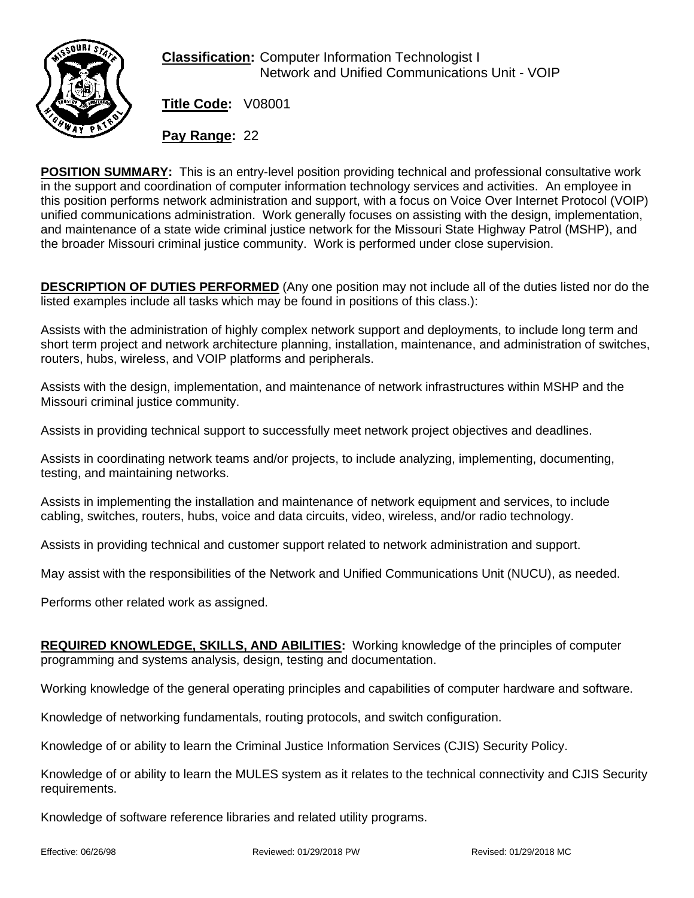**Classification:** Computer Information Technologist I
Network and Unified Communications Unit - VOIP

**Title Code:** V08001

**Pay Range:** 22

**POSITION SUMMARY:** This is an entry-level position providing technical and professional consultative work in the support and coordination of computer information technology services and activities. An employee in this position performs network administration and support, with a focus on Voice Over Internet Protocol (VOIP) unified communications administration. Work generally focuses on assisting with the design, implementation, and maintenance of a state wide criminal justice network for the Missouri State Highway Patrol (MSHP), and the broader Missouri criminal justice community. Work is performed under close supervision.

**DESCRIPTION OF DUTIES PERFORMED** (Any one position may not include all of the duties listed nor do the listed examples include all tasks which may be found in positions of this class.):

Assists with the administration of highly complex network support and deployments, to include long term and short term project and network architecture planning, installation, maintenance, and administration of switches, routers, hubs, wireless, and VOIP platforms and peripherals.

Assists with the design, implementation, and maintenance of network infrastructures within MSHP and the Missouri criminal justice community.

Assists in providing technical support to successfully meet network project objectives and deadlines.

Assists in coordinating network teams and/or projects, to include analyzing, implementing, documenting, testing, and maintaining networks.

Assists in implementing the installation and maintenance of network equipment and services, to include cabling, switches, routers, hubs, voice and data circuits, video, wireless, and/or radio technology.

Assists in providing technical and customer support related to network administration and support.

May assist with the responsibilities of the Network and Unified Communications Unit (NUCU), as needed.

Performs other related work as assigned.

**REQUIRED KNOWLEDGE, SKILLS, AND ABILITIES:** Working knowledge of the principles of computer programming and systems analysis, design, testing and documentation.

Working knowledge of the general operating principles and capabilities of computer hardware and software.

Knowledge of networking fundamentals, routing protocols, and switch configuration.

Knowledge of or ability to learn the Criminal Justice Information Services (CJIS) Security Policy.

Knowledge of or ability to learn the MULES system as it relates to the technical connectivity and CJIS Security requirements.

Knowledge of software reference libraries and related utility programs.

Effective: 06/26/98 Reviewed: 01/29/2018 PW Revised: 01/29/2018 MC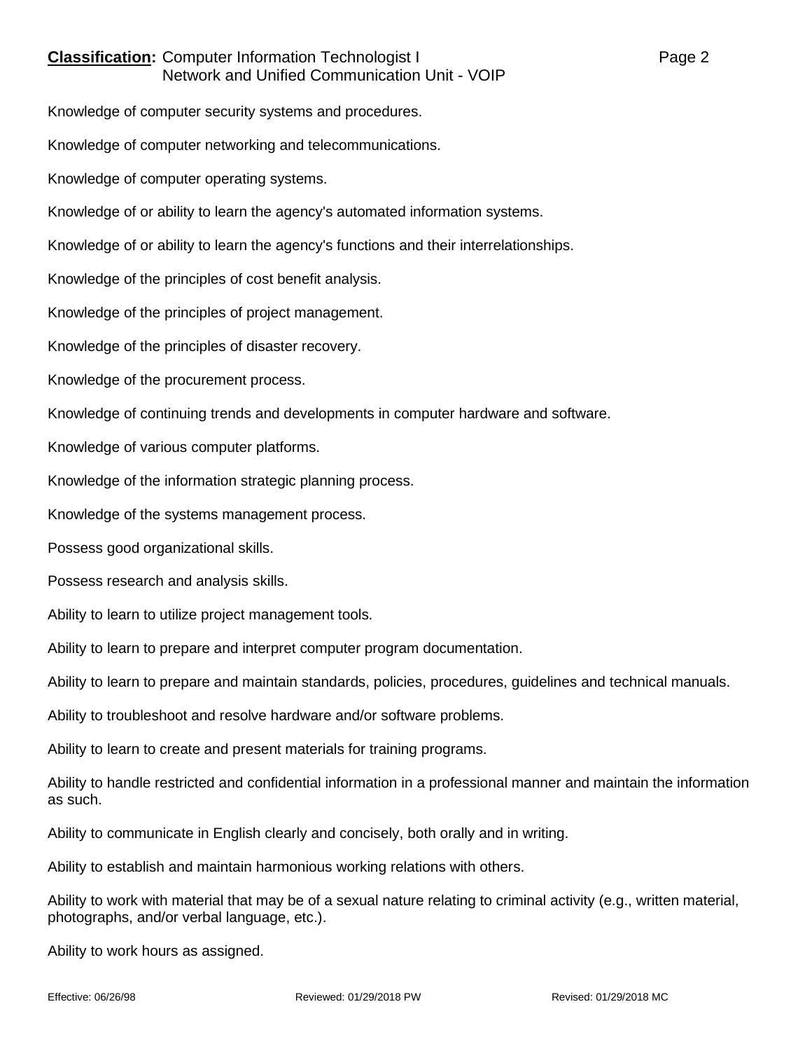Knowledge of computer security systems and procedures.

Knowledge of computer networking and telecommunications.

Knowledge of computer operating systems.

Knowledge of or ability to learn the agency's automated information systems.

Knowledge of or ability to learn the agency's functions and their interrelationships.

Knowledge of the principles of cost benefit analysis.

Knowledge of the principles of project management.

Knowledge of the principles of disaster recovery.

Knowledge of the procurement process.

Knowledge of continuing trends and developments in computer hardware and software.

Knowledge of various computer platforms.

Knowledge of the information strategic planning process.

Knowledge of the systems management process.

Possess good organizational skills.

Possess research and analysis skills.

Ability to learn to utilize project management tools.

Ability to learn to prepare and interpret computer program documentation.

Ability to learn to prepare and maintain standards, policies, procedures, guidelines and technical manuals.

Ability to troubleshoot and resolve hardware and/or software problems.

Ability to learn to create and present materials for training programs.

Ability to handle restricted and confidential information in a professional manner and maintain the information as such.

Ability to communicate in English clearly and concisely, both orally and in writing.

Ability to establish and maintain harmonious working relations with others.

Ability to work with material that may be of a sexual nature relating to criminal activity (e.g., written material, photographs, and/or verbal language, etc.).

Ability to work hours as assigned.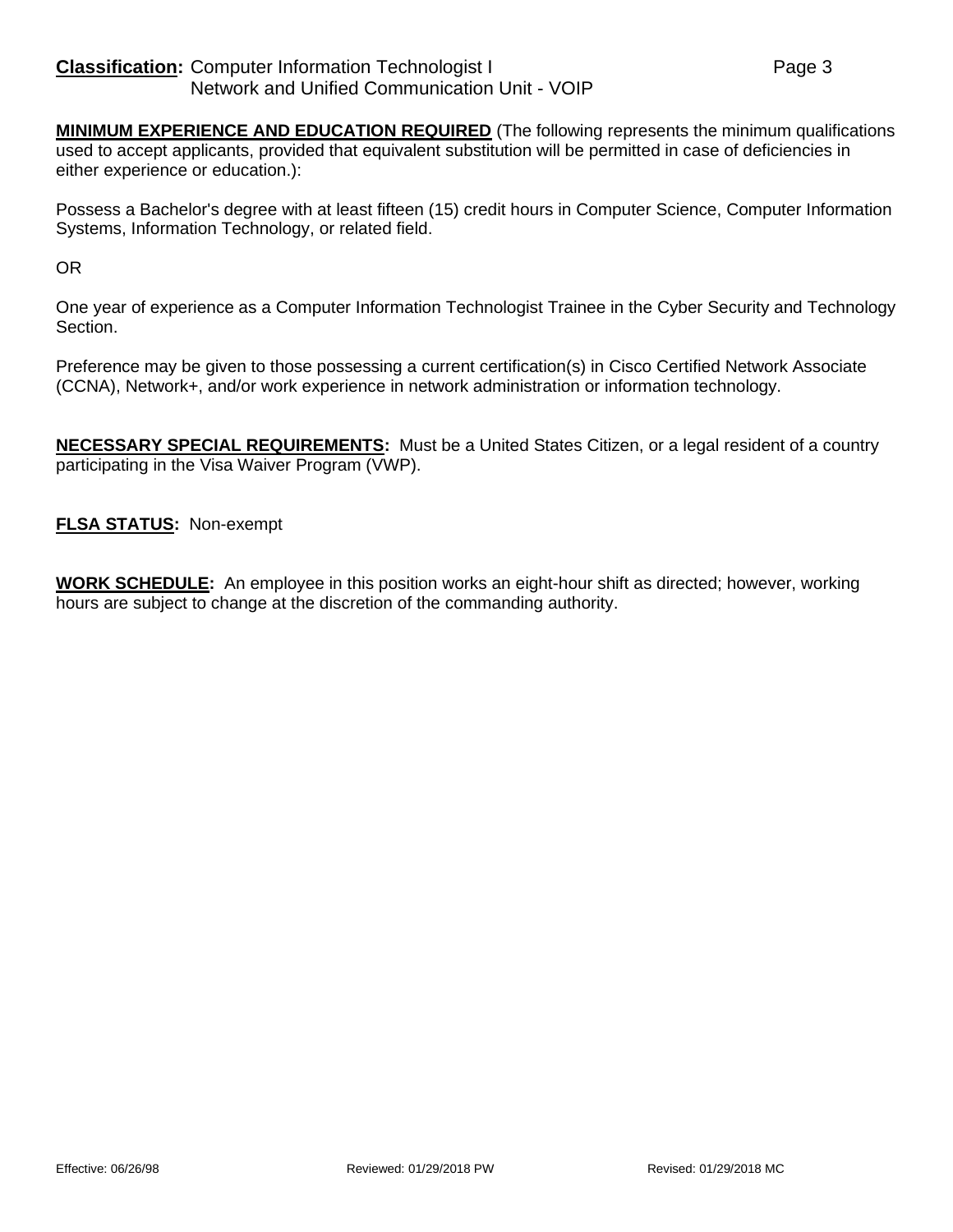**Classification:** Computer Information Technologist I
Network and Unified Communication Unit - VOIP

**MINIMUM EXPERIENCE AND EDUCATION REQUIRED** (The following represents the minimum qualifications used to accept applicants, provided that equivalent substitution will be permitted in case of deficiencies in either experience or education.):

Possess a Bachelor's degree with at least fifteen (15) credit hours in Computer Science, Computer Information Systems, Information Technology, or related field.

OR

One year of experience as a Computer Information Technologist Trainee in the Cyber Security and Technology Section.

Preference may be given to those possessing a current certification(s) in Cisco Certified Network Associate (CCNA), Network+, and/or work experience in network administration or information technology.

**NECESSARY SPECIAL REQUIREMENTS:** Must be a United States Citizen, or a legal resident of a country participating in the Visa Waiver Program (VWP).

**FLSA STATUS:** Non-exempt

**WORK SCHEDULE:** An employee in this position works an eight-hour shift as directed; however, working hours are subject to change at the discretion of the commanding authority.

Effective: 06/26/98 Reviewed: 01/29/2018 PW Revised: 01/29/2018 MC